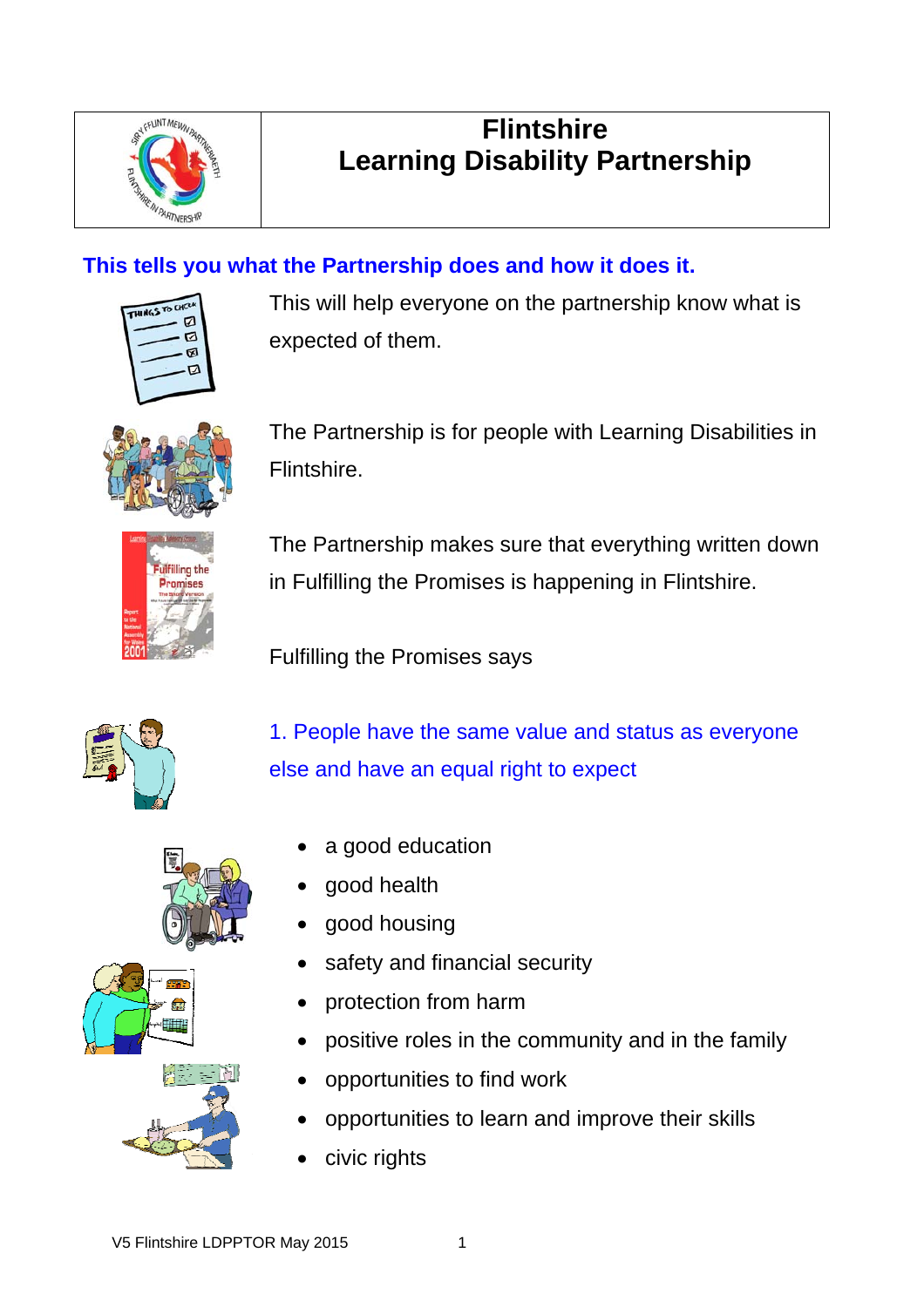# Flintshire
# Learning Disability Partnership

## This tells you what the Partnership does and how it does it.

This will help everyone on the partnership know what is expected of them.

The Partnership is for people with Learning Disabilities in Flintshire.

The Partnership makes sure that everything written down in Fulfilling the Promises is happening in Flintshire.

Fulfilling the Promises says

1. People have the same value and status as everyone else and have an equal right to expect

- a good education
- good health
- good housing
- safety and financial security
- protection from harm
- positive roles in the community and in the family
- opportunities to find work
- opportunities to learn and improve their skills
- civic rights

V5 Flintshire LDPPTOR May 2015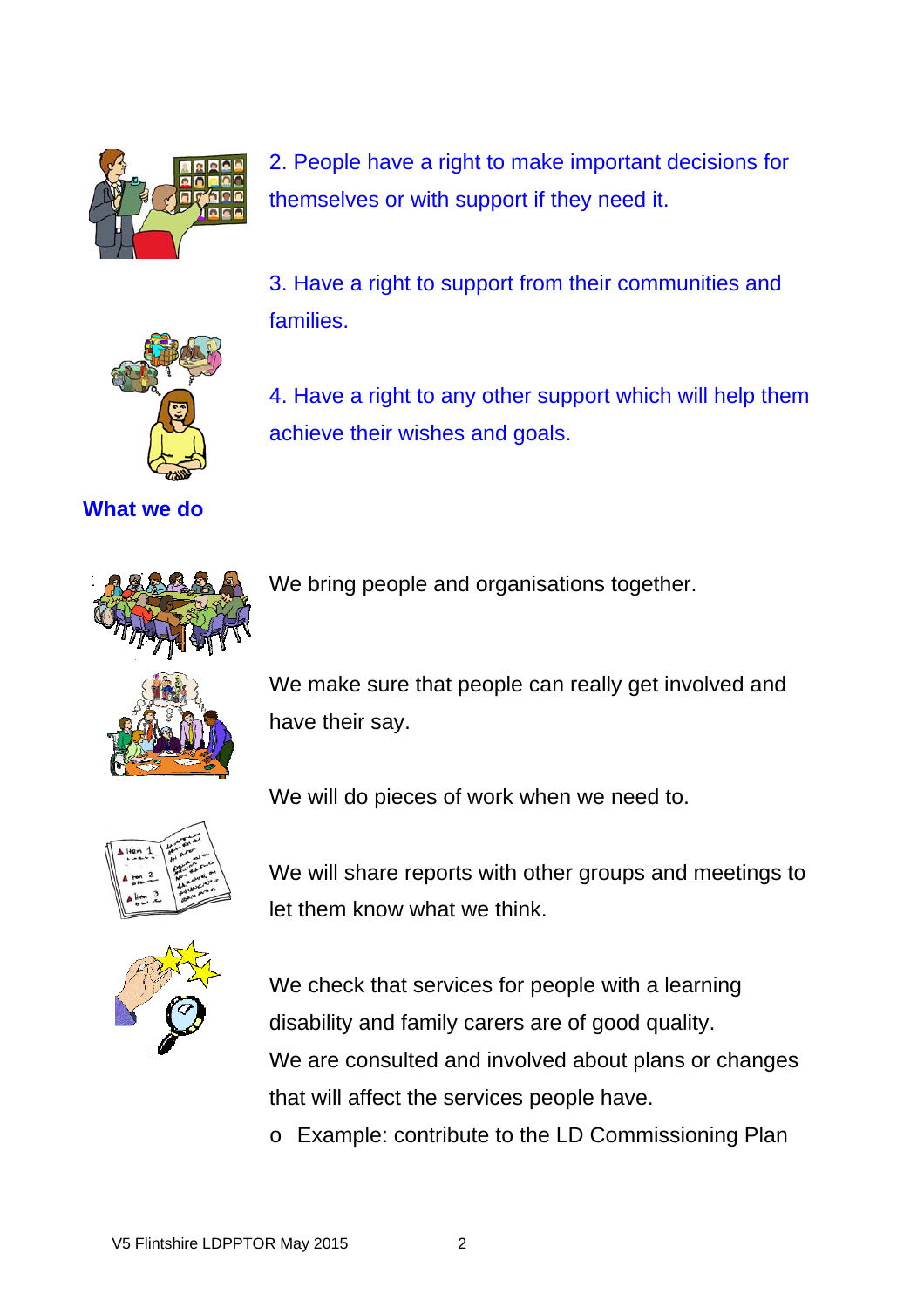2. People have a right to make important decisions for themselves or with support if they need it.

3. Have a right to support from their communities and families.

4. Have a right to any other support which will help them achieve their wishes and goals.

## What we do

We bring people and organisations together.

We make sure that people can really get involved and have their say.

We will do pieces of work when we need to.

We will share reports with other groups and meetings to let them know what we think.

We check that services for people with a learning disability and family carers are of good quality.

We are consulted and involved about plans or changes that will affect the services people have.

- Example: contribute to the LD Commissioning Plan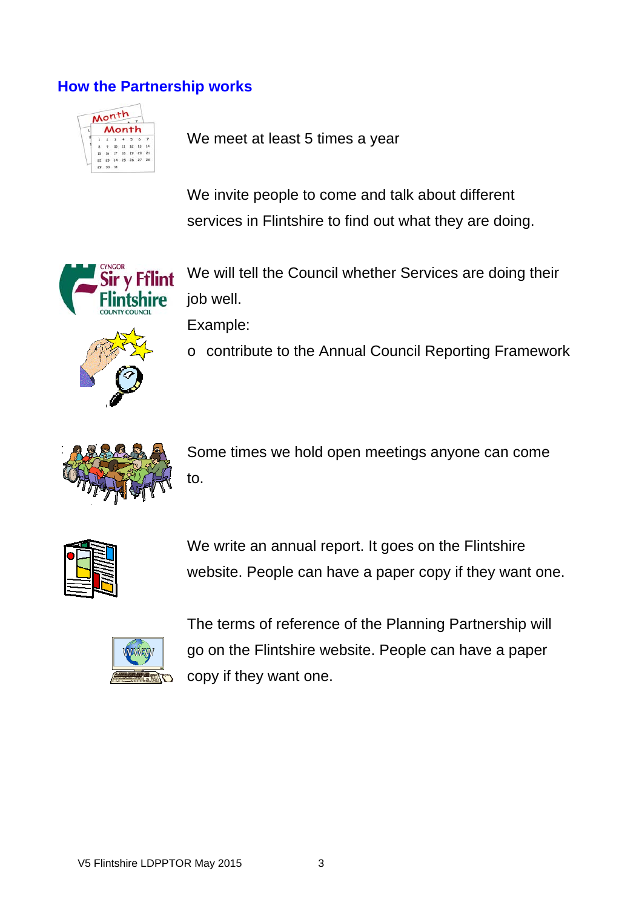## How the Partnership works

We meet at least 5 times a year

We invite people to come and talk about different services in Flintshire to find out what they are doing.

We will tell the Council whether Services are doing their job well.

Example:

- contribute to the Annual Council Reporting Framework

Some times we hold open meetings anyone can come to.

We write an annual report. It goes on the Flintshire website. People can have a paper copy if they want one.

The terms of reference of the Planning Partnership will go on the Flintshire website. People can have a paper copy if they want one.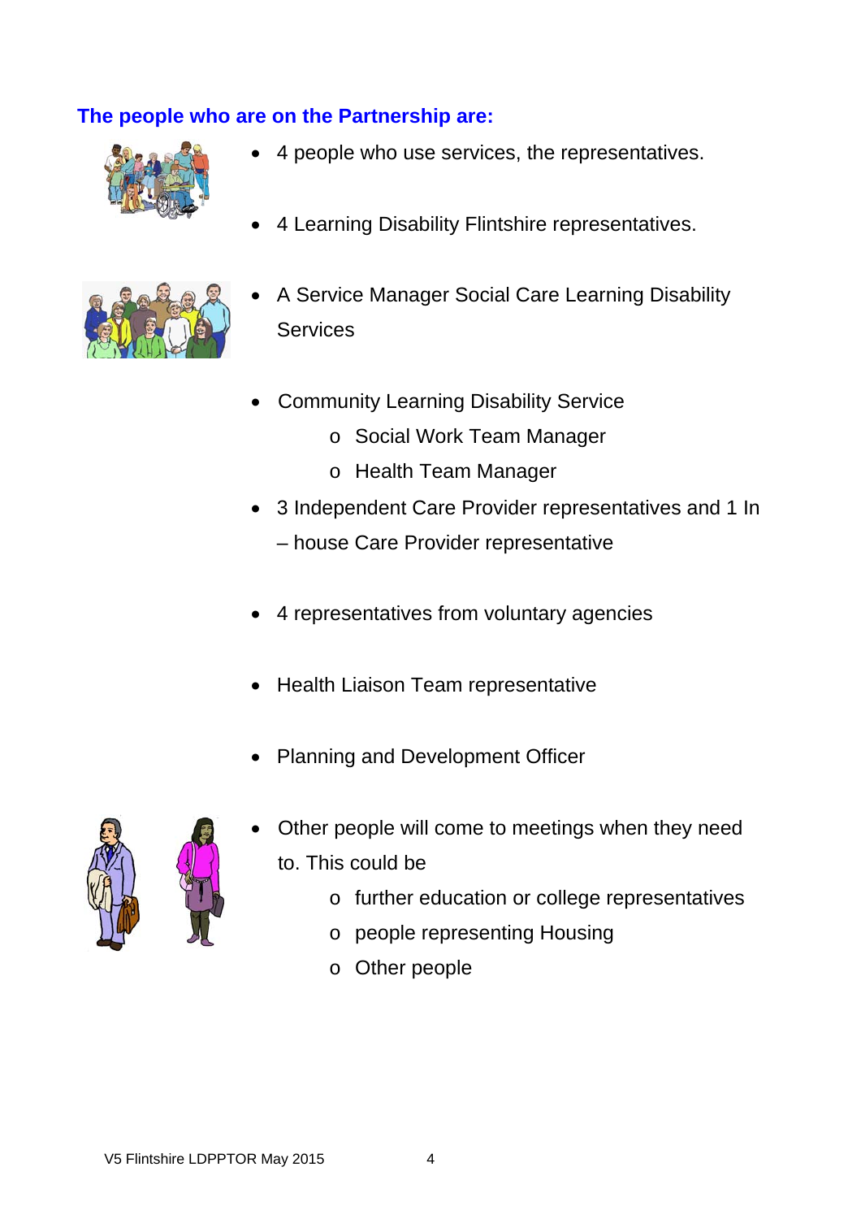**The people who are on the Partnership are:**

- 4 people who use services, the representatives.
- 4 Learning Disability Flintshire representatives.
- A Service Manager Social Care Learning Disability Services
- Community Learning Disability Service
    - Social Work Team Manager
    - Health Team Manager
- 3 Independent Care Provider representatives and 1 In – house Care Provider representative
- 4 representatives from voluntary agencies
- Health Liaison Team representative
- Planning and Development Officer
- Other people will come to meetings when they need to. This could be
    - further education or college representatives
    - people representing Housing
    - Other people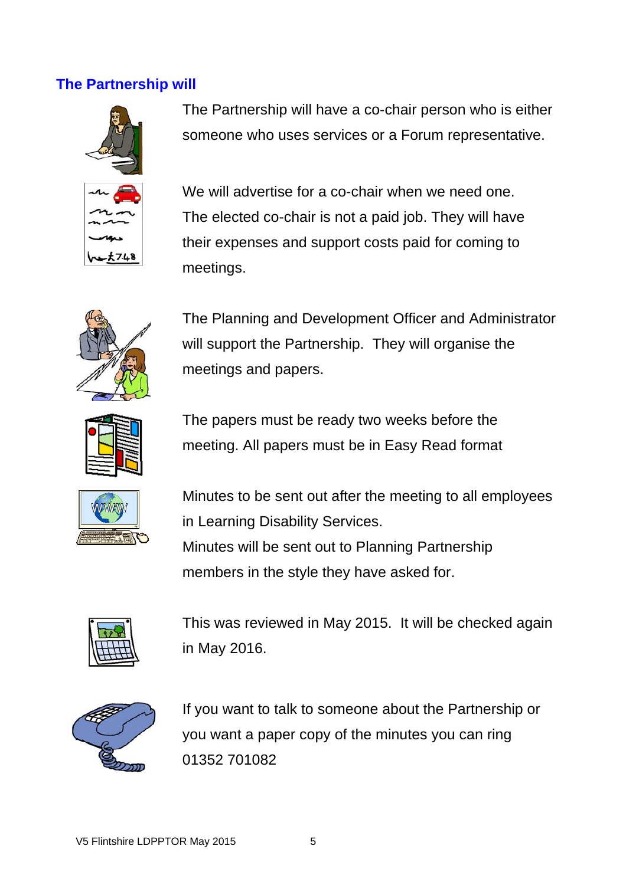## The Partnership will

The Partnership will have a co-chair person who is either someone who uses services or a Forum representative.

We will advertise for a co-chair when we need one. The elected co-chair is not a paid job. They will have their expenses and support costs paid for coming to meetings.

The Planning and Development Officer and Administrator will support the Partnership. They will organise the meetings and papers.

The papers must be ready two weeks before the meeting. All papers must be in Easy Read format

Minutes to be sent out after the meeting to all employees in Learning Disability Services.
Minutes will be sent out to Planning Partnership members in the style they have asked for.

This was reviewed in May 2015. It will be checked again in May 2016.

If you want to talk to someone about the Partnership or you want a paper copy of the minutes you can ring 01352 701082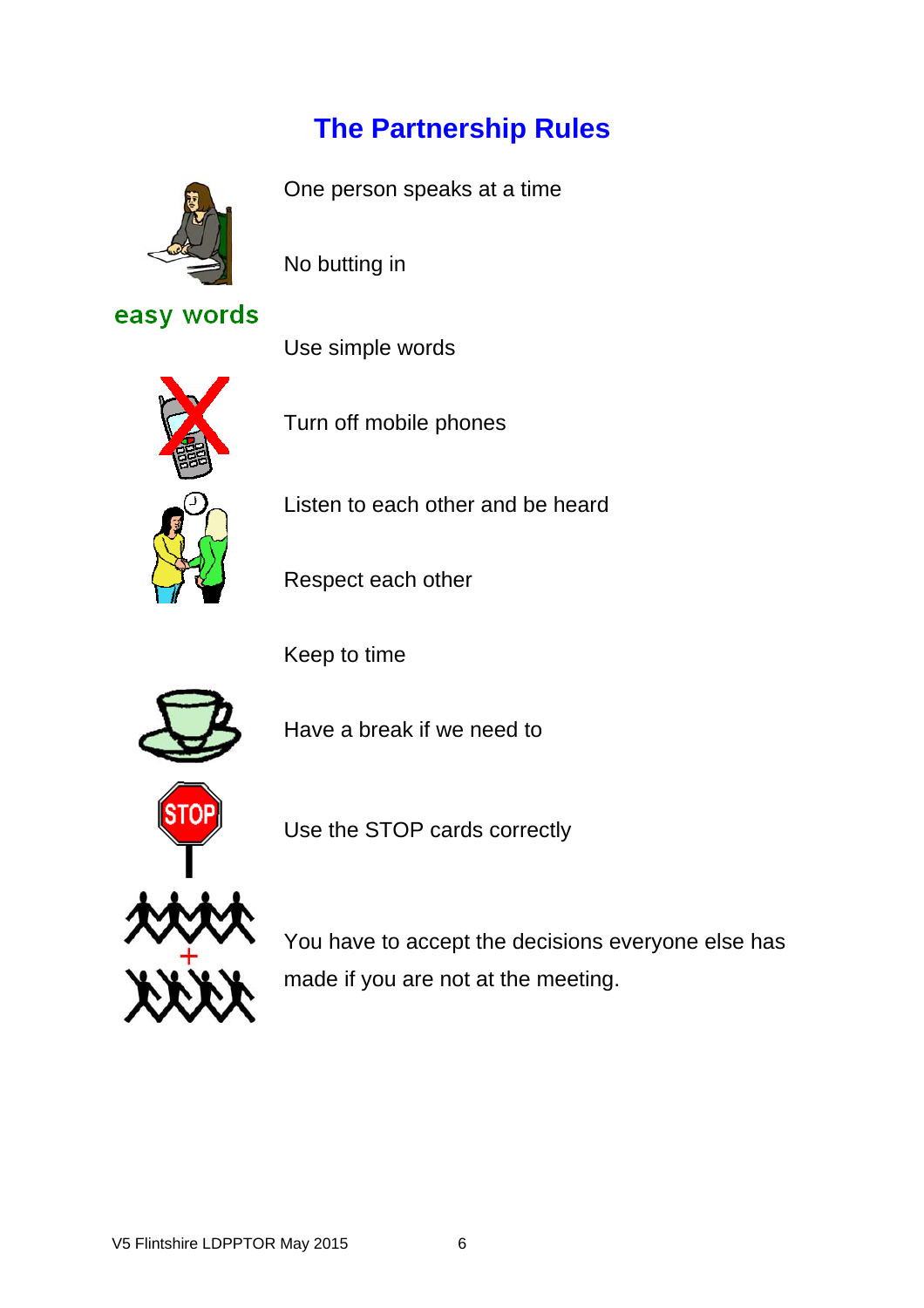# The Partnership Rules

One person speaks at a time

No butting in

easy words

Use simple words

Turn off mobile phones

Listen to each other and be heard

Respect each other

Keep to time

Have a break if we need to

Use the STOP cards correctly

You have to accept the decisions everyone else has made if you are not at the meeting.